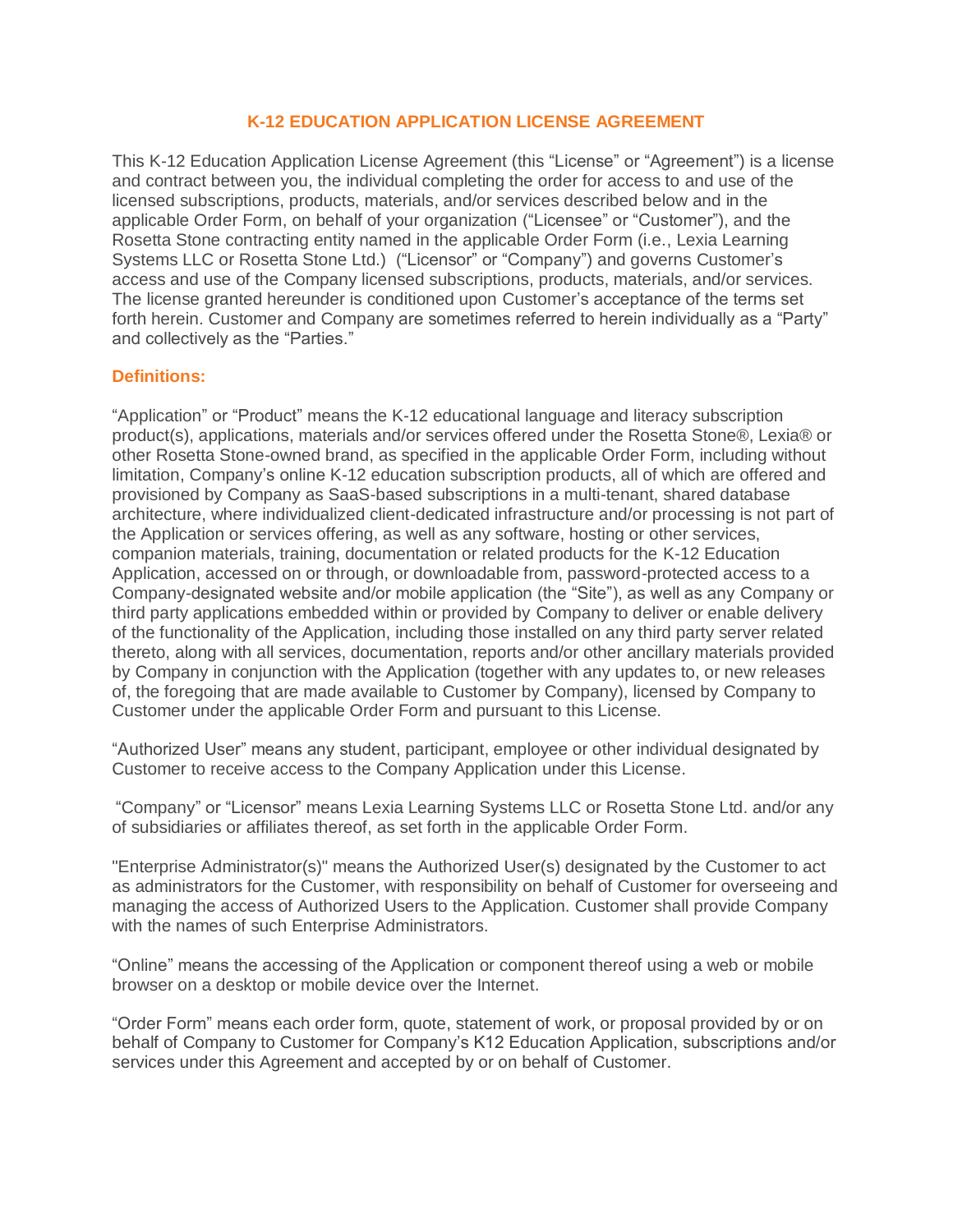# K-12 EDUCATION APPLICATION LICENSE AGREEMENT

This K-12 Education Application License Agreement (this “License” or “Agreement”) is a license and contract between you, the individual completing the order for access to and use of the licensed subscriptions, products, materials, and/or services described below and in the applicable Order Form, on behalf of your organization (“Licensee” or “Customer”), and the Rosetta Stone contracting entity named in the applicable Order Form (i.e., Lexia Learning Systems LLC or Rosetta Stone Ltd.) (“Licensor” or “Company”) and governs Customer’s access and use of the Company licensed subscriptions, products, materials, and/or services. The license granted hereunder is conditioned upon Customer’s acceptance of the terms set forth herein. Customer and Company are sometimes referred to herein individually as a “Party” and collectively as the “Parties.”

## Definitions:

“Application” or “Product” means the K-12 educational language and literacy subscription product(s), applications, materials and/or services offered under the Rosetta Stone®, Lexia® or other Rosetta Stone-owned brand, as specified in the applicable Order Form, including without limitation, Company’s online K-12 education subscription products, all of which are offered and provisioned by Company as SaaS-based subscriptions in a multi-tenant, shared database architecture, where individualized client-dedicated infrastructure and/or processing is not part of the Application or services offering, as well as any software, hosting or other services, companion materials, training, documentation or related products for the K-12 Education Application, accessed on or through, or downloadable from, password-protected access to a Company-designated website and/or mobile application (the “Site”), as well as any Company or third party applications embedded within or provided by Company to deliver or enable delivery of the functionality of the Application, including those installed on any third party server related thereto, along with all services, documentation, reports and/or other ancillary materials provided by Company in conjunction with the Application (together with any updates to, or new releases of, the foregoing that are made available to Customer by Company), licensed by Company to Customer under the applicable Order Form and pursuant to this License.

“Authorized User” means any student, participant, employee or other individual designated by Customer to receive access to the Company Application under this License.

“Company” or “Licensor” means Lexia Learning Systems LLC or Rosetta Stone Ltd. and/or any of subsidiaries or affiliates thereof, as set forth in the applicable Order Form.

"Enterprise Administrator(s)" means the Authorized User(s) designated by the Customer to act as administrators for the Customer, with responsibility on behalf of Customer for overseeing and managing the access of Authorized Users to the Application. Customer shall provide Company with the names of such Enterprise Administrators.

“Online” means the accessing of the Application or component thereof using a web or mobile browser on a desktop or mobile device over the Internet.

“Order Form” means each order form, quote, statement of work, or proposal provided by or on behalf of Company to Customer for Company’s K12 Education Application, subscriptions and/or services under this Agreement and accepted by or on behalf of Customer.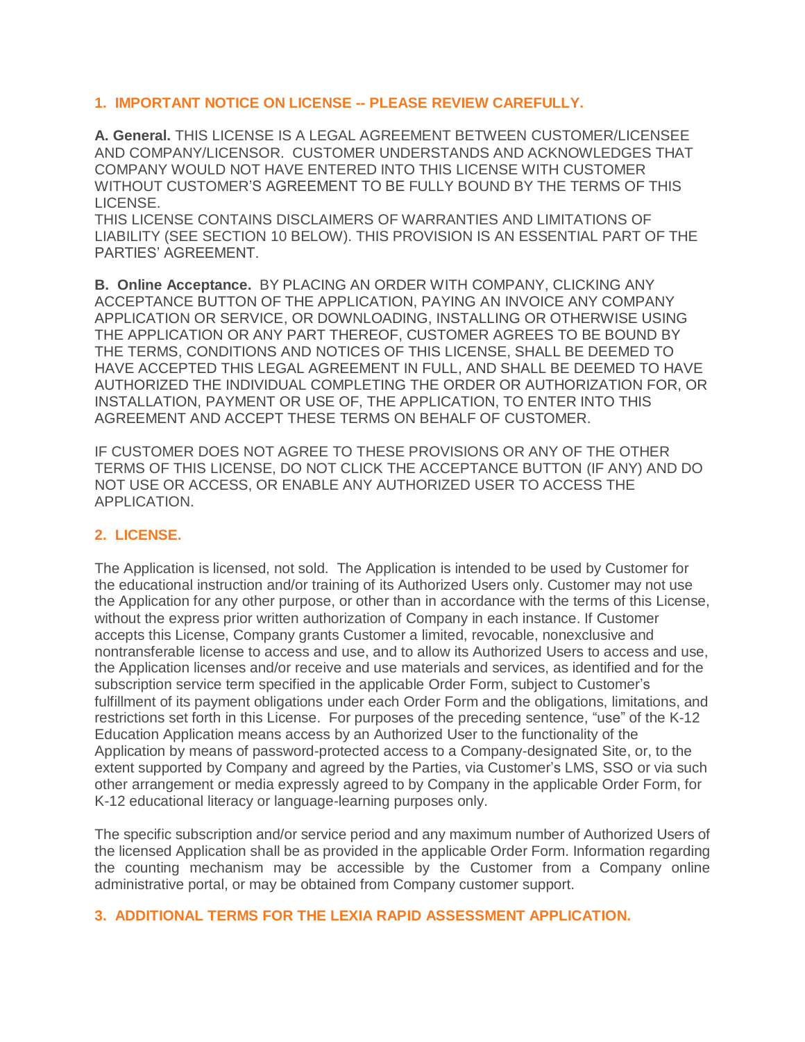## 1. IMPORTANT NOTICE ON LICENSE -- PLEASE REVIEW CAREFULLY.

**A. General.** THIS LICENSE IS A LEGAL AGREEMENT BETWEEN CUSTOMER/LICENSEE AND COMPANY/LICENSOR. CUSTOMER UNDERSTANDS AND ACKNOWLEDGES THAT COMPANY WOULD NOT HAVE ENTERED INTO THIS LICENSE WITH CUSTOMER WITHOUT CUSTOMER'S AGREEMENT TO BE FULLY BOUND BY THE TERMS OF THIS LICENSE.
THIS LICENSE CONTAINS DISCLAIMERS OF WARRANTIES AND LIMITATIONS OF LIABILITY (SEE SECTION 10 BELOW). THIS PROVISION IS AN ESSENTIAL PART OF THE PARTIES' AGREEMENT.

**B. Online Acceptance.** BY PLACING AN ORDER WITH COMPANY, CLICKING ANY ACCEPTANCE BUTTON OF THE APPLICATION, PAYING AN INVOICE ANY COMPANY APPLICATION OR SERVICE, OR DOWNLOADING, INSTALLING OR OTHERWISE USING THE APPLICATION OR ANY PART THEREOF, CUSTOMER AGREES TO BE BOUND BY THE TERMS, CONDITIONS AND NOTICES OF THIS LICENSE, SHALL BE DEEMED TO HAVE ACCEPTED THIS LEGAL AGREEMENT IN FULL, AND SHALL BE DEEMED TO HAVE AUTHORIZED THE INDIVIDUAL COMPLETING THE ORDER OR AUTHORIZATION FOR, OR INSTALLATION, PAYMENT OR USE OF, THE APPLICATION, TO ENTER INTO THIS AGREEMENT AND ACCEPT THESE TERMS ON BEHALF OF CUSTOMER.

IF CUSTOMER DOES NOT AGREE TO THESE PROVISIONS OR ANY OF THE OTHER TERMS OF THIS LICENSE, DO NOT CLICK THE ACCEPTANCE BUTTON (IF ANY) AND DO NOT USE OR ACCESS, OR ENABLE ANY AUTHORIZED USER TO ACCESS THE APPLICATION.

## 2. LICENSE.

The Application is licensed, not sold. The Application is intended to be used by Customer for the educational instruction and/or training of its Authorized Users only. Customer may not use the Application for any other purpose, or other than in accordance with the terms of this License, without the express prior written authorization of Company in each instance. If Customer accepts this License, Company grants Customer a limited, revocable, nonexclusive and nontransferable license to access and use, and to allow its Authorized Users to access and use, the Application licenses and/or receive and use materials and services, as identified and for the subscription service term specified in the applicable Order Form, subject to Customer's fulfillment of its payment obligations under each Order Form and the obligations, limitations, and restrictions set forth in this License. For purposes of the preceding sentence, "use" of the K-12 Education Application means access by an Authorized User to the functionality of the Application by means of password-protected access to a Company-designated Site, or, to the extent supported by Company and agreed by the Parties, via Customer's LMS, SSO or via such other arrangement or media expressly agreed to by Company in the applicable Order Form, for K-12 educational literacy or language-learning purposes only.

The specific subscription and/or service period and any maximum number of Authorized Users of the licensed Application shall be as provided in the applicable Order Form. Information regarding the counting mechanism may be accessible by the Customer from a Company online administrative portal, or may be obtained from Company customer support.

## 3. ADDITIONAL TERMS FOR THE LEXIA RAPID ASSESSMENT APPLICATION.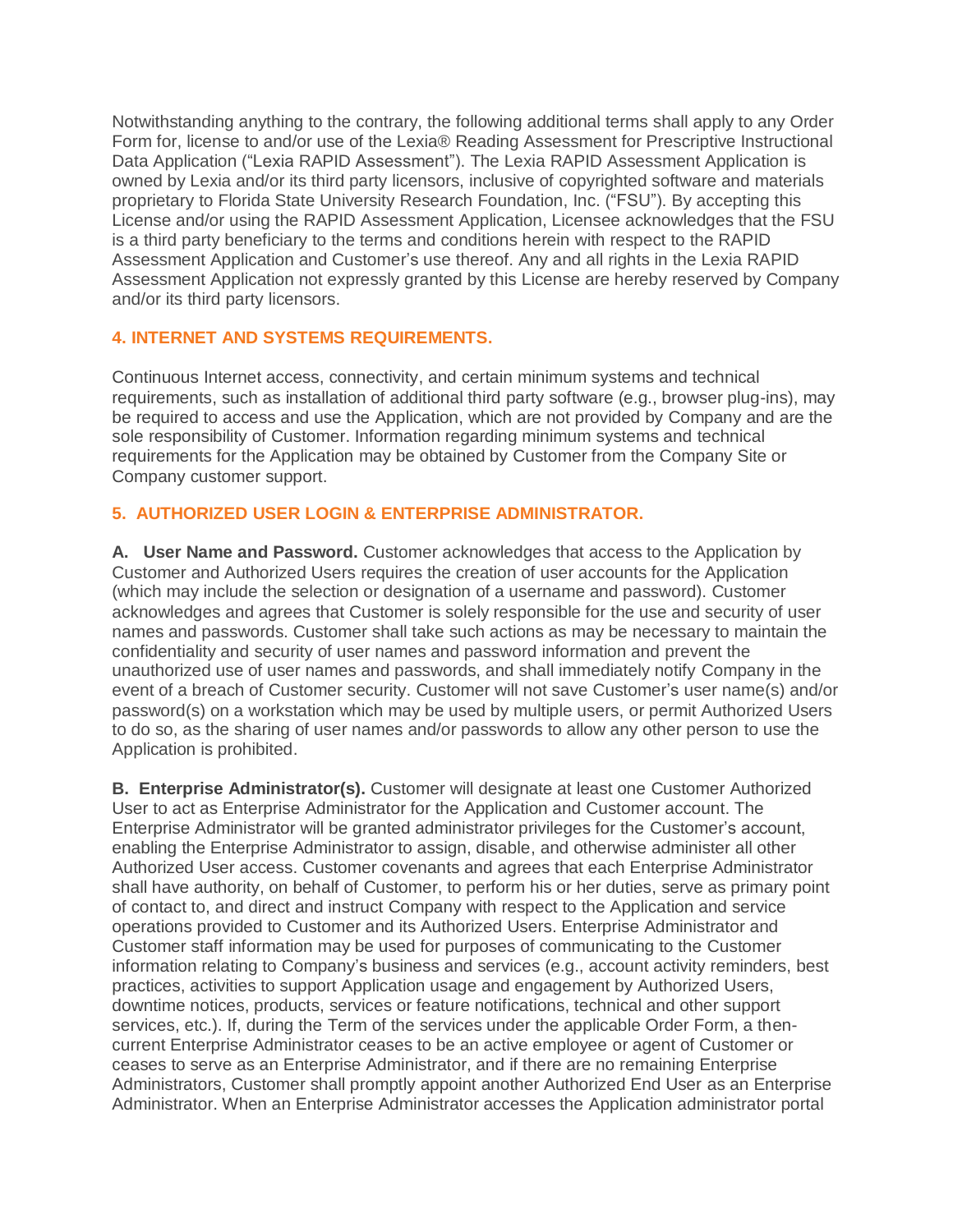Notwithstanding anything to the contrary, the following additional terms shall apply to any Order Form for, license to and/or use of the Lexia® Reading Assessment for Prescriptive Instructional Data Application ("Lexia RAPID Assessment"). The Lexia RAPID Assessment Application is owned by Lexia and/or its third party licensors, inclusive of copyrighted software and materials proprietary to Florida State University Research Foundation, Inc. ("FSU"). By accepting this License and/or using the RAPID Assessment Application, Licensee acknowledges that the FSU is a third party beneficiary to the terms and conditions herein with respect to the RAPID Assessment Application and Customer's use thereof. Any and all rights in the Lexia RAPID Assessment Application not expressly granted by this License are hereby reserved by Company and/or its third party licensors.

## 4. INTERNET AND SYSTEMS REQUIREMENTS.

Continuous Internet access, connectivity, and certain minimum systems and technical requirements, such as installation of additional third party software (e.g., browser plug-ins), may be required to access and use the Application, which are not provided by Company and are the sole responsibility of Customer. Information regarding minimum systems and technical requirements for the Application may be obtained by Customer from the Company Site or Company customer support.

## 5. AUTHORIZED USER LOGIN & ENTERPRISE ADMINISTRATOR.

**A. User Name and Password.** Customer acknowledges that access to the Application by Customer and Authorized Users requires the creation of user accounts for the Application (which may include the selection or designation of a username and password). Customer acknowledges and agrees that Customer is solely responsible for the use and security of user names and passwords. Customer shall take such actions as may be necessary to maintain the confidentiality and security of user names and password information and prevent the unauthorized use of user names and passwords, and shall immediately notify Company in the event of a breach of Customer security. Customer will not save Customer's user name(s) and/or password(s) on a workstation which may be used by multiple users, or permit Authorized Users to do so, as the sharing of user names and/or passwords to allow any other person to use the Application is prohibited.

**B. Enterprise Administrator(s).** Customer will designate at least one Customer Authorized User to act as Enterprise Administrator for the Application and Customer account. The Enterprise Administrator will be granted administrator privileges for the Customer's account, enabling the Enterprise Administrator to assign, disable, and otherwise administer all other Authorized User access. Customer covenants and agrees that each Enterprise Administrator shall have authority, on behalf of Customer, to perform his or her duties, serve as primary point of contact to, and direct and instruct Company with respect to the Application and service operations provided to Customer and its Authorized Users. Enterprise Administrator and Customer staff information may be used for purposes of communicating to the Customer information relating to Company's business and services (e.g., account activity reminders, best practices, activities to support Application usage and engagement by Authorized Users, downtime notices, products, services or feature notifications, technical and other support services, etc.). If, during the Term of the services under the applicable Order Form, a then-current Enterprise Administrator ceases to be an active employee or agent of Customer or ceases to serve as an Enterprise Administrator, and if there are no remaining Enterprise Administrators, Customer shall promptly appoint another Authorized End User as an Enterprise Administrator. When an Enterprise Administrator accesses the Application administrator portal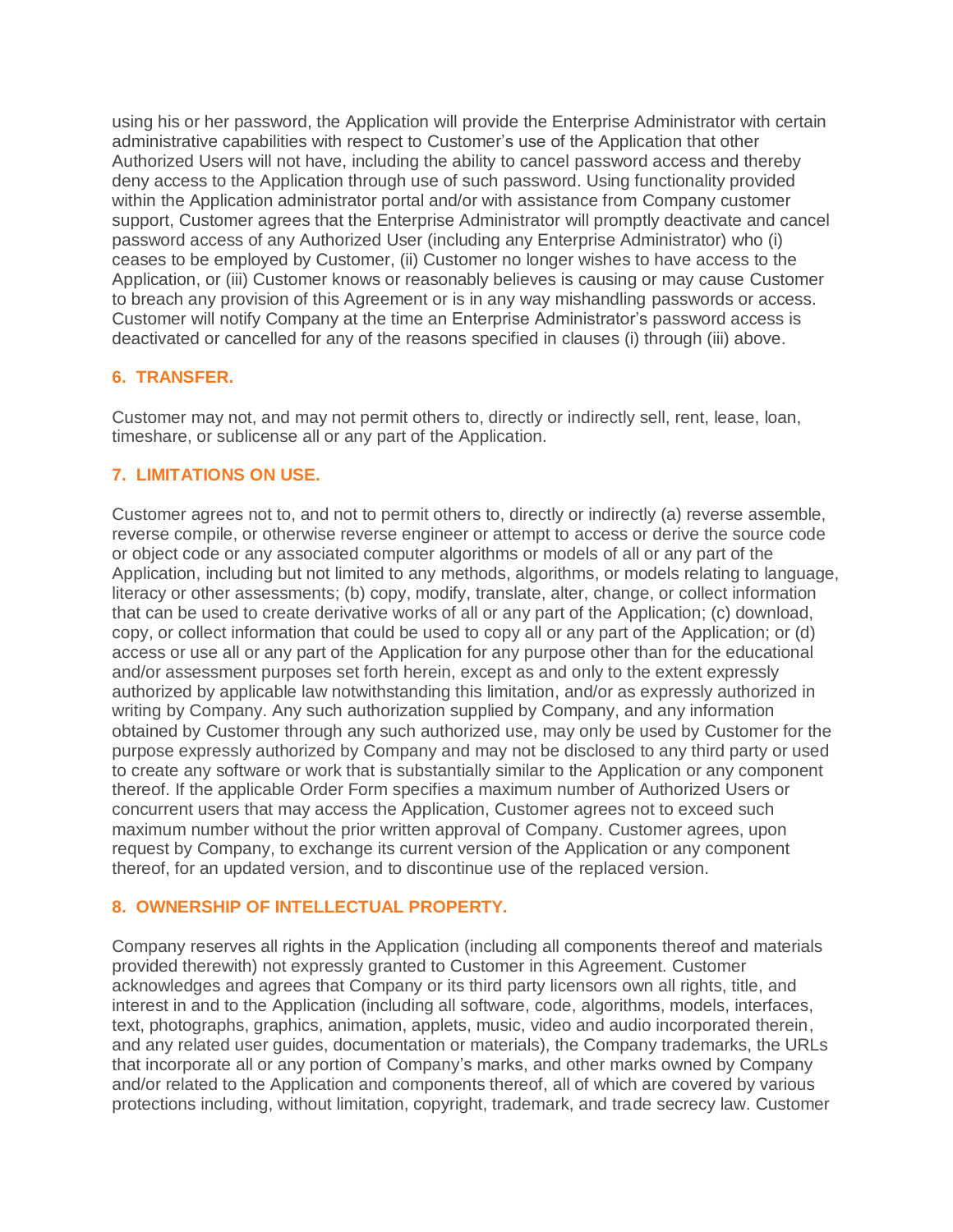using his or her password, the Application will provide the Enterprise Administrator with certain administrative capabilities with respect to Customer's use of the Application that other Authorized Users will not have, including the ability to cancel password access and thereby deny access to the Application through use of such password. Using functionality provided within the Application administrator portal and/or with assistance from Company customer support, Customer agrees that the Enterprise Administrator will promptly deactivate and cancel password access of any Authorized User (including any Enterprise Administrator) who (i) ceases to be employed by Customer, (ii) Customer no longer wishes to have access to the Application, or (iii) Customer knows or reasonably believes is causing or may cause Customer to breach any provision of this Agreement or is in any way mishandling passwords or access. Customer will notify Company at the time an Enterprise Administrator's password access is deactivated or cancelled for any of the reasons specified in clauses (i) through (iii) above.

## 6. TRANSFER.

Customer may not, and may not permit others to, directly or indirectly sell, rent, lease, loan, timeshare, or sublicense all or any part of the Application.

## 7. LIMITATIONS ON USE.

Customer agrees not to, and not to permit others to, directly or indirectly (a) reverse assemble, reverse compile, or otherwise reverse engineer or attempt to access or derive the source code or object code or any associated computer algorithms or models of all or any part of the Application, including but not limited to any methods, algorithms, or models relating to language, literacy or other assessments; (b) copy, modify, translate, alter, change, or collect information that can be used to create derivative works of all or any part of the Application; (c) download, copy, or collect information that could be used to copy all or any part of the Application; or (d) access or use all or any part of the Application for any purpose other than for the educational and/or assessment purposes set forth herein, except as and only to the extent expressly authorized by applicable law notwithstanding this limitation, and/or as expressly authorized in writing by Company. Any such authorization supplied by Company, and any information obtained by Customer through any such authorized use, may only be used by Customer for the purpose expressly authorized by Company and may not be disclosed to any third party or used to create any software or work that is substantially similar to the Application or any component thereof. If the applicable Order Form specifies a maximum number of Authorized Users or concurrent users that may access the Application, Customer agrees not to exceed such maximum number without the prior written approval of Company. Customer agrees, upon request by Company, to exchange its current version of the Application or any component thereof, for an updated version, and to discontinue use of the replaced version.

## 8. OWNERSHIP OF INTELLECTUAL PROPERTY.

Company reserves all rights in the Application (including all components thereof and materials provided therewith) not expressly granted to Customer in this Agreement. Customer acknowledges and agrees that Company or its third party licensors own all rights, title, and interest in and to the Application (including all software, code, algorithms, models, interfaces, text, photographs, graphics, animation, applets, music, video and audio incorporated therein, and any related user guides, documentation or materials), the Company trademarks, the URLs that incorporate all or any portion of Company's marks, and other marks owned by Company and/or related to the Application and components thereof, all of which are covered by various protections including, without limitation, copyright, trademark, and trade secrecy law. Customer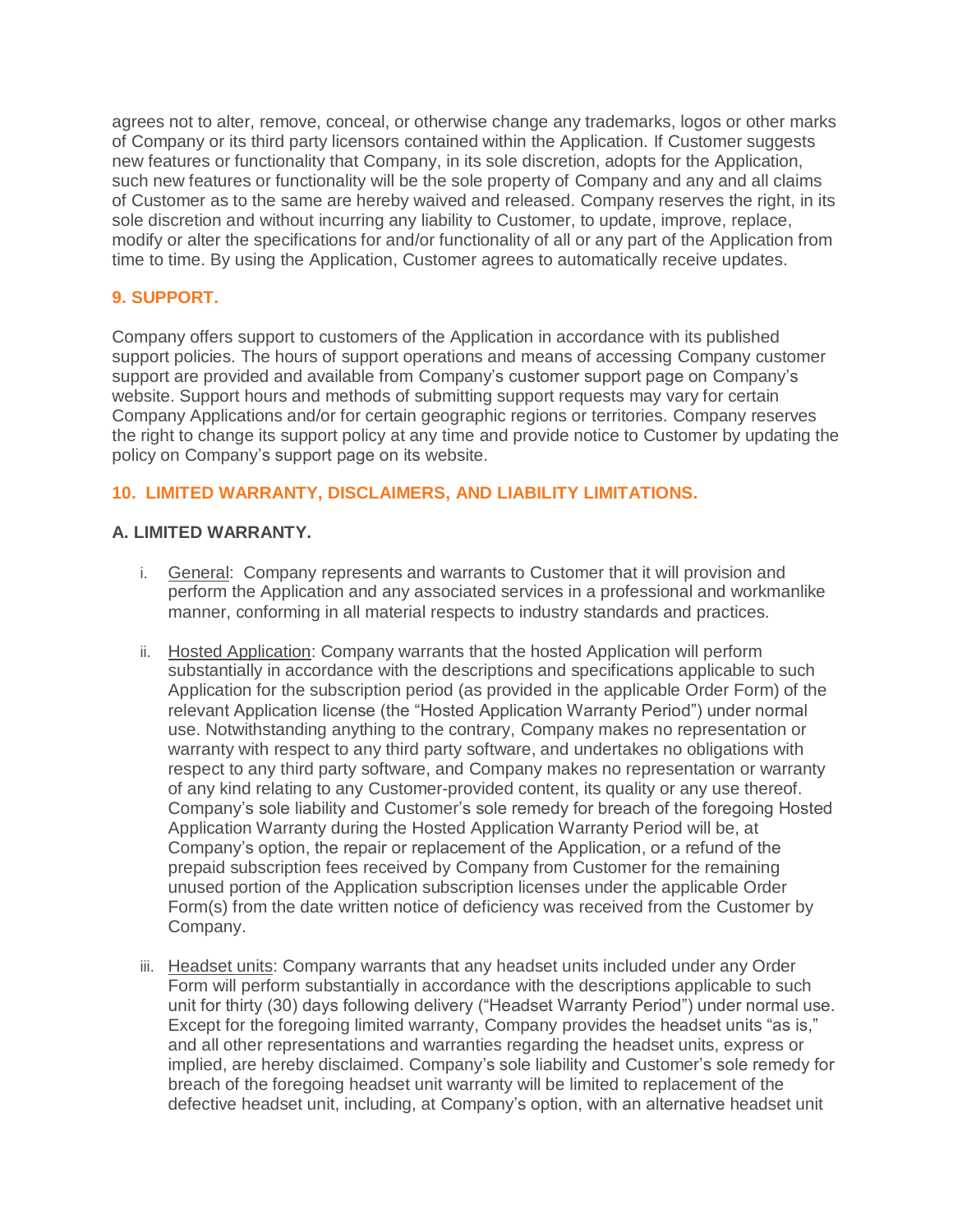agrees not to alter, remove, conceal, or otherwise change any trademarks, logos or other marks of Company or its third party licensors contained within the Application. If Customer suggests new features or functionality that Company, in its sole discretion, adopts for the Application, such new features or functionality will be the sole property of Company and any and all claims of Customer as to the same are hereby waived and released. Company reserves the right, in its sole discretion and without incurring any liability to Customer, to update, improve, replace, modify or alter the specifications for and/or functionality of all or any part of the Application from time to time. By using the Application, Customer agrees to automatically receive updates.

## 9. SUPPORT.

Company offers support to customers of the Application in accordance with its published support policies. The hours of support operations and means of accessing Company customer support are provided and available from Company's customer support page on Company's website. Support hours and methods of submitting support requests may vary for certain Company Applications and/or for certain geographic regions or territories. Company reserves the right to change its support policy at any time and provide notice to Customer by updating the policy on Company's support page on its website.

## 10. LIMITED WARRANTY, DISCLAIMERS, AND LIABILITY LIMITATIONS.

### A. LIMITED WARRANTY.

i. General: Company represents and warrants to Customer that it will provision and perform the Application and any associated services in a professional and workmanlike manner, conforming in all material respects to industry standards and practices.

ii. Hosted Application: Company warrants that the hosted Application will perform substantially in accordance with the descriptions and specifications applicable to such Application for the subscription period (as provided in the applicable Order Form) of the relevant Application license (the "Hosted Application Warranty Period") under normal use. Notwithstanding anything to the contrary, Company makes no representation or warranty with respect to any third party software, and undertakes no obligations with respect to any third party software, and Company makes no representation or warranty of any kind relating to any Customer-provided content, its quality or any use thereof. Company's sole liability and Customer's sole remedy for breach of the foregoing Hosted Application Warranty during the Hosted Application Warranty Period will be, at Company's option, the repair or replacement of the Application, or a refund of the prepaid subscription fees received by Company from Customer for the remaining unused portion of the Application subscription licenses under the applicable Order Form(s) from the date written notice of deficiency was received from the Customer by Company.

iii. Headset units: Company warrants that any headset units included under any Order Form will perform substantially in accordance with the descriptions applicable to such unit for thirty (30) days following delivery ("Headset Warranty Period") under normal use. Except for the foregoing limited warranty, Company provides the headset units "as is," and all other representations and warranties regarding the headset units, express or implied, are hereby disclaimed. Company's sole liability and Customer's sole remedy for breach of the foregoing headset unit warranty will be limited to replacement of the defective headset unit, including, at Company's option, with an alternative headset unit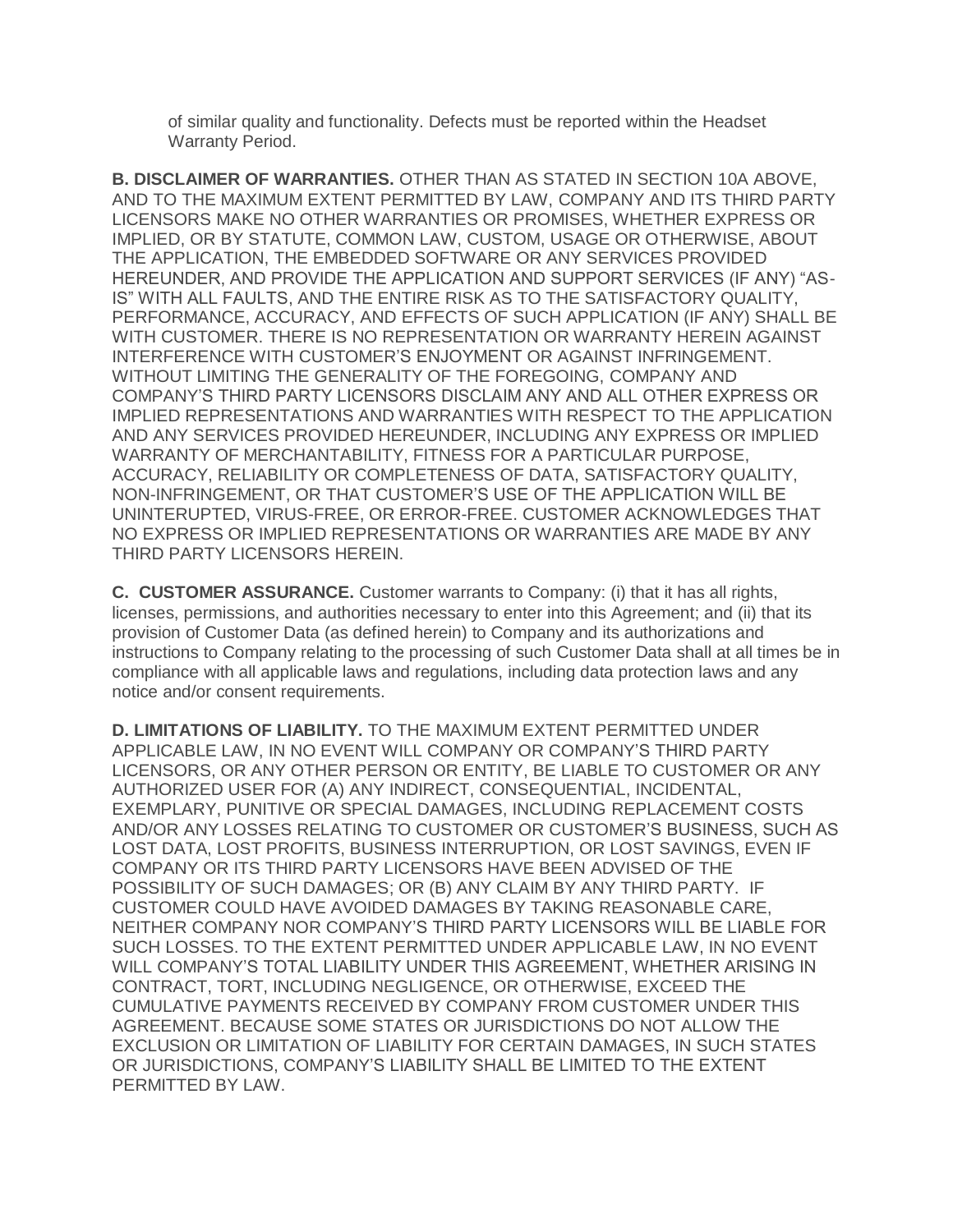of similar quality and functionality. Defects must be reported within the Headset Warranty Period.

**B. DISCLAIMER OF WARRANTIES.** OTHER THAN AS STATED IN SECTION 10A ABOVE, AND TO THE MAXIMUM EXTENT PERMITTED BY LAW, COMPANY AND ITS THIRD PARTY LICENSORS MAKE NO OTHER WARRANTIES OR PROMISES, WHETHER EXPRESS OR IMPLIED, OR BY STATUTE, COMMON LAW, CUSTOM, USAGE OR OTHERWISE, ABOUT THE APPLICATION, THE EMBEDDED SOFTWARE OR ANY SERVICES PROVIDED HEREUNDER, AND PROVIDE THE APPLICATION AND SUPPORT SERVICES (IF ANY) "AS-IS" WITH ALL FAULTS, AND THE ENTIRE RISK AS TO THE SATISFACTORY QUALITY, PERFORMANCE, ACCURACY, AND EFFECTS OF SUCH APPLICATION (IF ANY) SHALL BE WITH CUSTOMER. THERE IS NO REPRESENTATION OR WARRANTY HEREIN AGAINST INTERFERENCE WITH CUSTOMER'S ENJOYMENT OR AGAINST INFRINGEMENT. WITHOUT LIMITING THE GENERALITY OF THE FOREGOING, COMPANY AND COMPANY'S THIRD PARTY LICENSORS DISCLAIM ANY AND ALL OTHER EXPRESS OR IMPLIED REPRESENTATIONS AND WARRANTIES WITH RESPECT TO THE APPLICATION AND ANY SERVICES PROVIDED HEREUNDER, INCLUDING ANY EXPRESS OR IMPLIED WARRANTY OF MERCHANTABILITY, FITNESS FOR A PARTICULAR PURPOSE, ACCURACY, RELIABILITY OR COMPLETENESS OF DATA, SATISFACTORY QUALITY, NON-INFRINGEMENT, OR THAT CUSTOMER'S USE OF THE APPLICATION WILL BE UNINTERUPTED, VIRUS-FREE, OR ERROR-FREE. CUSTOMER ACKNOWLEDGES THAT NO EXPRESS OR IMPLIED REPRESENTATIONS OR WARRANTIES ARE MADE BY ANY THIRD PARTY LICENSORS HEREIN.

**C. CUSTOMER ASSURANCE.** Customer warrants to Company: (i) that it has all rights, licenses, permissions, and authorities necessary to enter into this Agreement; and (ii) that its provision of Customer Data (as defined herein) to Company and its authorizations and instructions to Company relating to the processing of such Customer Data shall at all times be in compliance with all applicable laws and regulations, including data protection laws and any notice and/or consent requirements.

**D. LIMITATIONS OF LIABILITY.** TO THE MAXIMUM EXTENT PERMITTED UNDER APPLICABLE LAW, IN NO EVENT WILL COMPANY OR COMPANY'S THIRD PARTY LICENSORS, OR ANY OTHER PERSON OR ENTITY, BE LIABLE TO CUSTOMER OR ANY AUTHORIZED USER FOR (A) ANY INDIRECT, CONSEQUENTIAL, INCIDENTAL, EXEMPLARY, PUNITIVE OR SPECIAL DAMAGES, INCLUDING REPLACEMENT COSTS AND/OR ANY LOSSES RELATING TO CUSTOMER OR CUSTOMER'S BUSINESS, SUCH AS LOST DATA, LOST PROFITS, BUSINESS INTERRUPTION, OR LOST SAVINGS, EVEN IF COMPANY OR ITS THIRD PARTY LICENSORS HAVE BEEN ADVISED OF THE POSSIBILITY OF SUCH DAMAGES; OR (B) ANY CLAIM BY ANY THIRD PARTY. IF CUSTOMER COULD HAVE AVOIDED DAMAGES BY TAKING REASONABLE CARE, NEITHER COMPANY NOR COMPANY'S THIRD PARTY LICENSORS WILL BE LIABLE FOR SUCH LOSSES. TO THE EXTENT PERMITTED UNDER APPLICABLE LAW, IN NO EVENT WILL COMPANY'S TOTAL LIABILITY UNDER THIS AGREEMENT, WHETHER ARISING IN CONTRACT, TORT, INCLUDING NEGLIGENCE, OR OTHERWISE, EXCEED THE CUMULATIVE PAYMENTS RECEIVED BY COMPANY FROM CUSTOMER UNDER THIS AGREEMENT. BECAUSE SOME STATES OR JURISDICTIONS DO NOT ALLOW THE EXCLUSION OR LIMITATION OF LIABILITY FOR CERTAIN DAMAGES, IN SUCH STATES OR JURISDICTIONS, COMPANY'S LIABILITY SHALL BE LIMITED TO THE EXTENT PERMITTED BY LAW.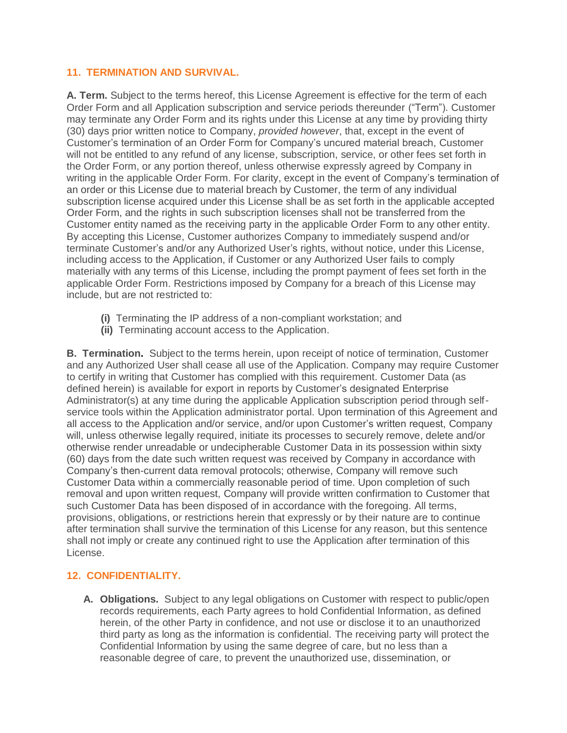## 11. TERMINATION AND SURVIVAL.

**A. Term.** Subject to the terms hereof, this License Agreement is effective for the term of each Order Form and all Application subscription and service periods thereunder ("Term"). Customer may terminate any Order Form and its rights under this License at any time by providing thirty (30) days prior written notice to Company, *provided however*, that, except in the event of Customer's termination of an Order Form for Company's uncured material breach, Customer will not be entitled to any refund of any license, subscription, service, or other fees set forth in the Order Form, or any portion thereof, unless otherwise expressly agreed by Company in writing in the applicable Order Form. For clarity, except in the event of Company's termination of an order or this License due to material breach by Customer, the term of any individual subscription license acquired under this License shall be as set forth in the applicable accepted Order Form, and the rights in such subscription licenses shall not be transferred from the Customer entity named as the receiving party in the applicable Order Form to any other entity. By accepting this License, Customer authorizes Company to immediately suspend and/or terminate Customer's and/or any Authorized User's rights, without notice, under this License, including access to the Application, if Customer or any Authorized User fails to comply materially with any terms of this License, including the prompt payment of fees set forth in the applicable Order Form. Restrictions imposed by Company for a breach of this License may include, but are not restricted to:

- **(i)** Terminating the IP address of a non-compliant workstation; and
- **(ii)** Terminating account access to the Application.

**B. Termination.** Subject to the terms herein, upon receipt of notice of termination, Customer and any Authorized User shall cease all use of the Application. Company may require Customer to certify in writing that Customer has complied with this requirement. Customer Data (as defined herein) is available for export in reports by Customer's designated Enterprise Administrator(s) at any time during the applicable Application subscription period through self-service tools within the Application administrator portal. Upon termination of this Agreement and all access to the Application and/or service, and/or upon Customer's written request, Company will, unless otherwise legally required, initiate its processes to securely remove, delete and/or otherwise render unreadable or undecipherable Customer Data in its possession within sixty (60) days from the date such written request was received by Company in accordance with Company's then-current data removal protocols; otherwise, Company will remove such Customer Data within a commercially reasonable period of time. Upon completion of such removal and upon written request, Company will provide written confirmation to Customer that such Customer Data has been disposed of in accordance with the foregoing. All terms, provisions, obligations, or restrictions herein that expressly or by their nature are to continue after termination shall survive the termination of this License for any reason, but this sentence shall not imply or create any continued right to use the Application after termination of this License.

## 12. CONFIDENTIALITY.

**A. Obligations.** Subject to any legal obligations on Customer with respect to public/open records requirements, each Party agrees to hold Confidential Information, as defined herein, of the other Party in confidence, and not use or disclose it to an unauthorized third party as long as the information is confidential. The receiving party will protect the Confidential Information by using the same degree of care, but no less than a reasonable degree of care, to prevent the unauthorized use, dissemination, or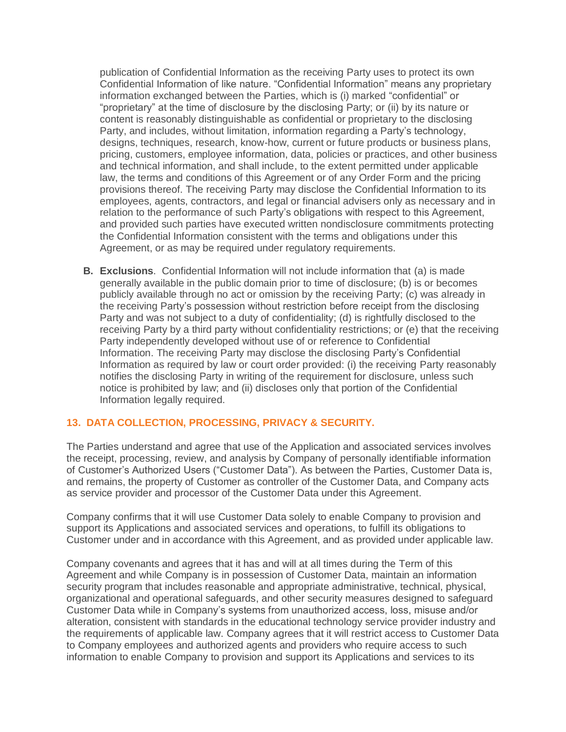publication of Confidential Information as the receiving Party uses to protect its own Confidential Information of like nature. "Confidential Information" means any proprietary information exchanged between the Parties, which is (i) marked "confidential" or "proprietary" at the time of disclosure by the disclosing Party; or (ii) by its nature or content is reasonably distinguishable as confidential or proprietary to the disclosing Party, and includes, without limitation, information regarding a Party's technology, designs, techniques, research, know-how, current or future products or business plans, pricing, customers, employee information, data, policies or practices, and other business and technical information, and shall include, to the extent permitted under applicable law, the terms and conditions of this Agreement or of any Order Form and the pricing provisions thereof. The receiving Party may disclose the Confidential Information to its employees, agents, contractors, and legal or financial advisers only as necessary and in relation to the performance of such Party's obligations with respect to this Agreement, and provided such parties have executed written nondisclosure commitments protecting the Confidential Information consistent with the terms and obligations under this Agreement, or as may be required under regulatory requirements.

**B. Exclusions**. Confidential Information will not include information that (a) is made generally available in the public domain prior to time of disclosure; (b) is or becomes publicly available through no act or omission by the receiving Party; (c) was already in the receiving Party's possession without restriction before receipt from the disclosing Party and was not subject to a duty of confidentiality; (d) is rightfully disclosed to the receiving Party by a third party without confidentiality restrictions; or (e) that the receiving Party independently developed without use of or reference to Confidential Information. The receiving Party may disclose the disclosing Party's Confidential Information as required by law or court order provided: (i) the receiving Party reasonably notifies the disclosing Party in writing of the requirement for disclosure, unless such notice is prohibited by law; and (ii) discloses only that portion of the Confidential Information legally required.

## 13. DATA COLLECTION, PROCESSING, PRIVACY & SECURITY.

The Parties understand and agree that use of the Application and associated services involves the receipt, processing, review, and analysis by Company of personally identifiable information of Customer's Authorized Users ("Customer Data"). As between the Parties, Customer Data is, and remains, the property of Customer as controller of the Customer Data, and Company acts as service provider and processor of the Customer Data under this Agreement.

Company confirms that it will use Customer Data solely to enable Company to provision and support its Applications and associated services and operations, to fulfill its obligations to Customer under and in accordance with this Agreement, and as provided under applicable law.

Company covenants and agrees that it has and will at all times during the Term of this Agreement and while Company is in possession of Customer Data, maintain an information security program that includes reasonable and appropriate administrative, technical, physical, organizational and operational safeguards, and other security measures designed to safeguard Customer Data while in Company's systems from unauthorized access, loss, misuse and/or alteration, consistent with standards in the educational technology service provider industry and the requirements of applicable law. Company agrees that it will restrict access to Customer Data to Company employees and authorized agents and providers who require access to such information to enable Company to provision and support its Applications and services to its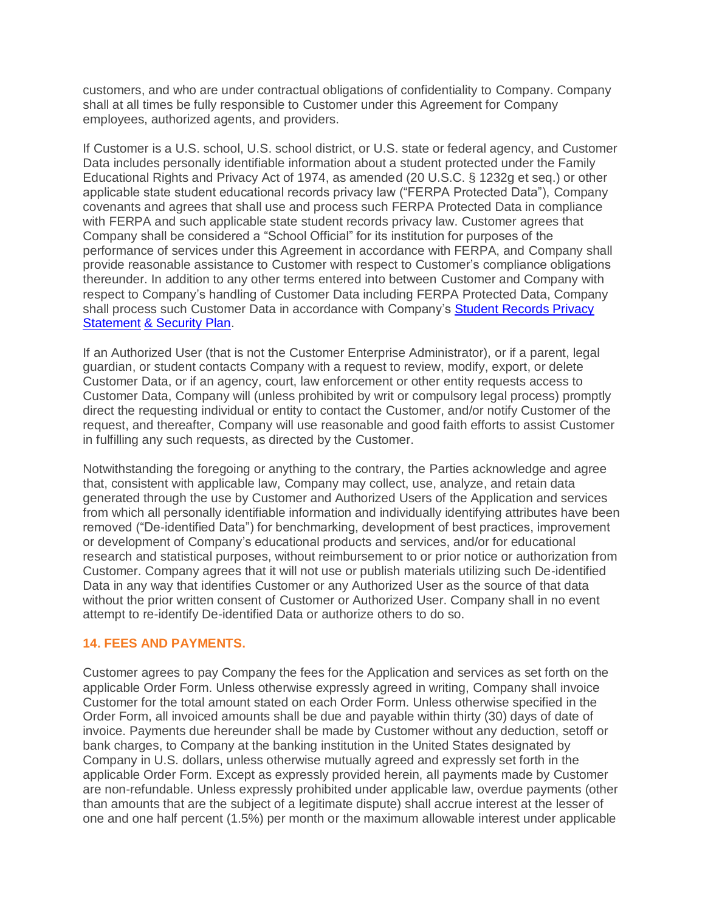customers, and who are under contractual obligations of confidentiality to Company. Company shall at all times be fully responsible to Customer under this Agreement for Company employees, authorized agents, and providers.

If Customer is a U.S. school, U.S. school district, or U.S. state or federal agency, and Customer Data includes personally identifiable information about a student protected under the Family Educational Rights and Privacy Act of 1974, as amended (20 U.S.C. § 1232g et seq.) or other applicable state student educational records privacy law ("FERPA Protected Data"), Company covenants and agrees that shall use and process such FERPA Protected Data in compliance with FERPA and such applicable state student records privacy law. Customer agrees that Company shall be considered a "School Official" for its institution for purposes of the performance of services under this Agreement in accordance with FERPA, and Company shall provide reasonable assistance to Customer with respect to Customer's compliance obligations thereunder. In addition to any other terms entered into between Customer and Company with respect to Company's handling of Customer Data including FERPA Protected Data, Company shall process such Customer Data in accordance with Company's [Student Records Privacy Statement](#) [& Security Plan](#).

If an Authorized User (that is not the Customer Enterprise Administrator), or if a parent, legal guardian, or student contacts Company with a request to review, modify, export, or delete Customer Data, or if an agency, court, law enforcement or other entity requests access to Customer Data, Company will (unless prohibited by writ or compulsory legal process) promptly direct the requesting individual or entity to contact the Customer, and/or notify Customer of the request, and thereafter, Company will use reasonable and good faith efforts to assist Customer in fulfilling any such requests, as directed by the Customer.

Notwithstanding the foregoing or anything to the contrary, the Parties acknowledge and agree that, consistent with applicable law, Company may collect, use, analyze, and retain data generated through the use by Customer and Authorized Users of the Application and services from which all personally identifiable information and individually identifying attributes have been removed ("De-identified Data") for benchmarking, development of best practices, improvement or development of Company's educational products and services, and/or for educational research and statistical purposes, without reimbursement to or prior notice or authorization from Customer. Company agrees that it will not use or publish materials utilizing such De-identified Data in any way that identifies Customer or any Authorized User as the source of that data without the prior written consent of Customer or Authorized User. Company shall in no event attempt to re-identify De-identified Data or authorize others to do so.

## 14. FEES AND PAYMENTS.

Customer agrees to pay Company the fees for the Application and services as set forth on the applicable Order Form. Unless otherwise expressly agreed in writing, Company shall invoice Customer for the total amount stated on each Order Form. Unless otherwise specified in the Order Form, all invoiced amounts shall be due and payable within thirty (30) days of date of invoice. Payments due hereunder shall be made by Customer without any deduction, setoff or bank charges, to Company at the banking institution in the United States designated by Company in U.S. dollars, unless otherwise mutually agreed and expressly set forth in the applicable Order Form. Except as expressly provided herein, all payments made by Customer are non-refundable. Unless expressly prohibited under applicable law, overdue payments (other than amounts that are the subject of a legitimate dispute) shall accrue interest at the lesser of one and one half percent (1.5%) per month or the maximum allowable interest under applicable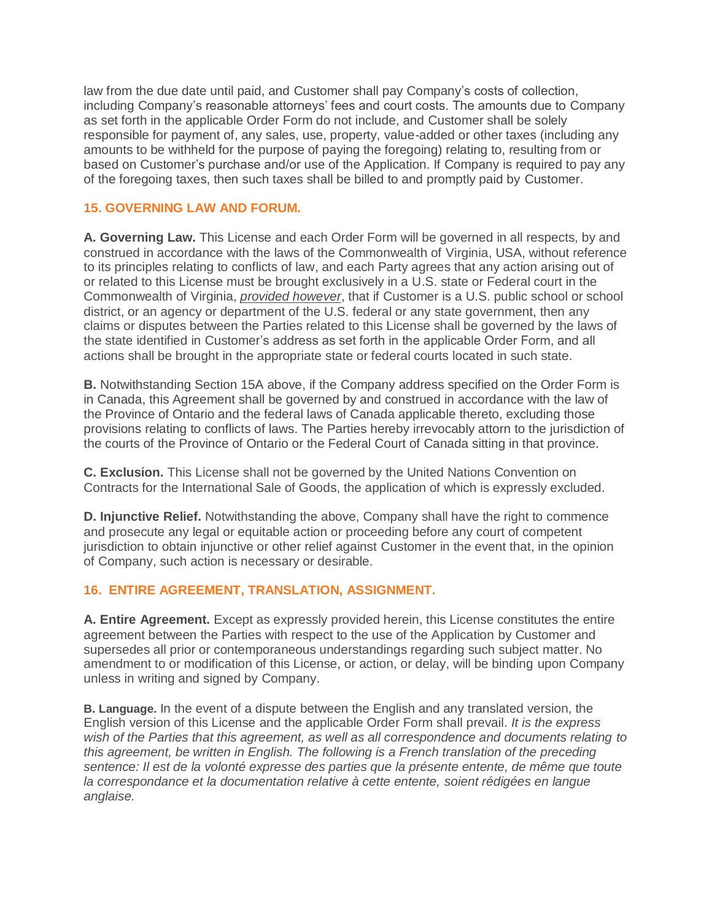law from the due date until paid, and Customer shall pay Company's costs of collection, including Company's reasonable attorneys' fees and court costs. The amounts due to Company as set forth in the applicable Order Form do not include, and Customer shall be solely responsible for payment of, any sales, use, property, value-added or other taxes (including any amounts to be withheld for the purpose of paying the foregoing) relating to, resulting from or based on Customer's purchase and/or use of the Application. If Company is required to pay any of the foregoing taxes, then such taxes shall be billed to and promptly paid by Customer.

## 15. GOVERNING LAW AND FORUM.

**A. Governing Law.** This License and each Order Form will be governed in all respects, by and construed in accordance with the laws of the Commonwealth of Virginia, USA, without reference to its principles relating to conflicts of law, and each Party agrees that any action arising out of or related to this License must be brought exclusively in a U.S. state or Federal court in the Commonwealth of Virginia, *provided however*, that if Customer is a U.S. public school or school district, or an agency or department of the U.S. federal or any state government, then any claims or disputes between the Parties related to this License shall be governed by the laws of the state identified in Customer's address as set forth in the applicable Order Form, and all actions shall be brought in the appropriate state or federal courts located in such state.

**B.** Notwithstanding Section 15A above, if the Company address specified on the Order Form is in Canada, this Agreement shall be governed by and construed in accordance with the law of the Province of Ontario and the federal laws of Canada applicable thereto, excluding those provisions relating to conflicts of laws. The Parties hereby irrevocably attorn to the jurisdiction of the courts of the Province of Ontario or the Federal Court of Canada sitting in that province.

**C. Exclusion.** This License shall not be governed by the United Nations Convention on Contracts for the International Sale of Goods, the application of which is expressly excluded.

**D. Injunctive Relief.** Notwithstanding the above, Company shall have the right to commence and prosecute any legal or equitable action or proceeding before any court of competent jurisdiction to obtain injunctive or other relief against Customer in the event that, in the opinion of Company, such action is necessary or desirable.

## 16. ENTIRE AGREEMENT, TRANSLATION, ASSIGNMENT.

**A. Entire Agreement.** Except as expressly provided herein, this License constitutes the entire agreement between the Parties with respect to the use of the Application by Customer and supersedes all prior or contemporaneous understandings regarding such subject matter. No amendment to or modification of this License, or action, or delay, will be binding upon Company unless in writing and signed by Company.

**B. Language.** In the event of a dispute between the English and any translated version, the English version of this License and the applicable Order Form shall prevail. *It is the express wish of the Parties that this agreement, as well as all correspondence and documents relating to this agreement, be written in English. The following is a French translation of the preceding sentence: Il est de la volonté expresse des parties que la présente entente, de même que toute la correspondance et la documentation relative à cette entente, soient rédigées en langue anglaise.*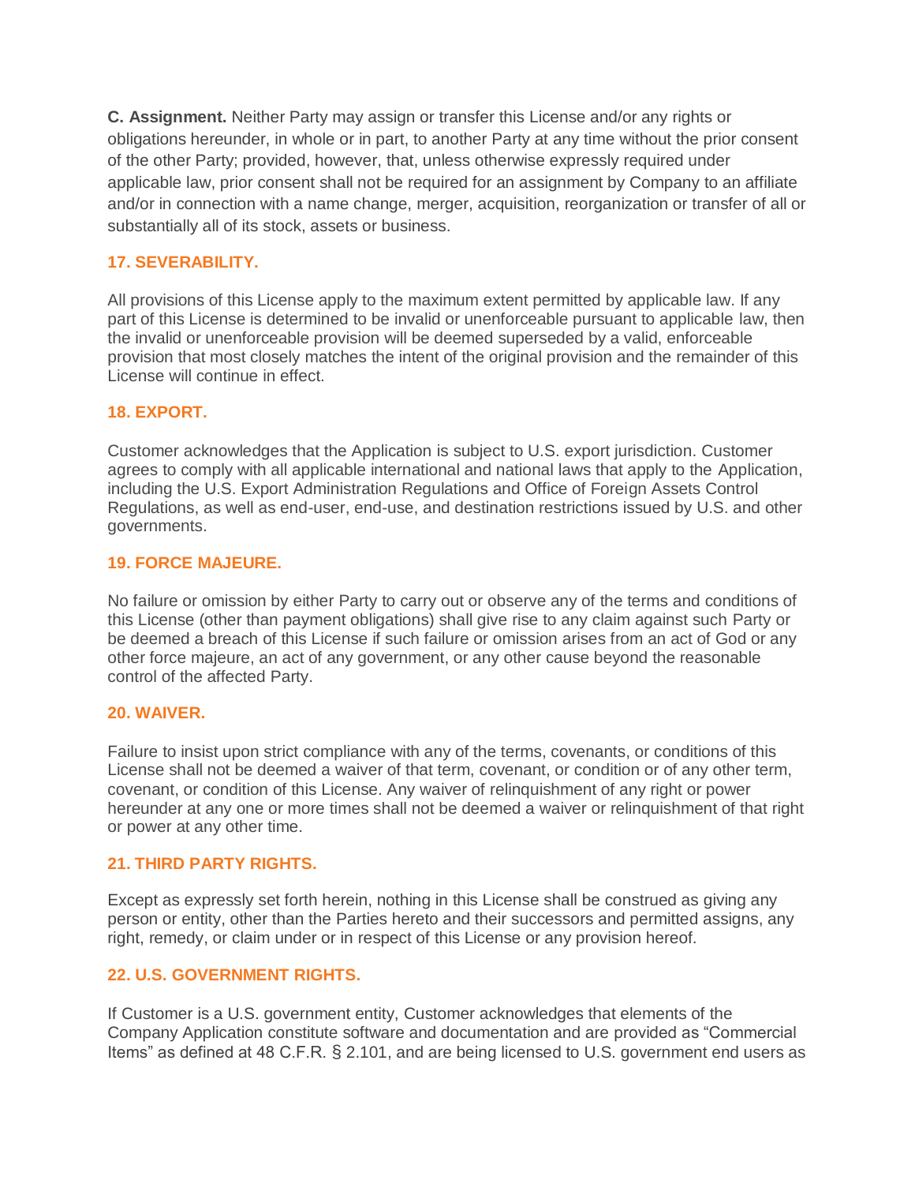**C. Assignment.** Neither Party may assign or transfer this License and/or any rights or obligations hereunder, in whole or in part, to another Party at any time without the prior consent of the other Party; provided, however, that, unless otherwise expressly required under applicable law, prior consent shall not be required for an assignment by Company to an affiliate and/or in connection with a name change, merger, acquisition, reorganization or transfer of all or substantially all of its stock, assets or business.

## 17. SEVERABILITY.

All provisions of this License apply to the maximum extent permitted by applicable law. If any part of this License is determined to be invalid or unenforceable pursuant to applicable law, then the invalid or unenforceable provision will be deemed superseded by a valid, enforceable provision that most closely matches the intent of the original provision and the remainder of this License will continue in effect.

## 18. EXPORT.

Customer acknowledges that the Application is subject to U.S. export jurisdiction. Customer agrees to comply with all applicable international and national laws that apply to the Application, including the U.S. Export Administration Regulations and Office of Foreign Assets Control Regulations, as well as end-user, end-use, and destination restrictions issued by U.S. and other governments.

## 19. FORCE MAJEURE.

No failure or omission by either Party to carry out or observe any of the terms and conditions of this License (other than payment obligations) shall give rise to any claim against such Party or be deemed a breach of this License if such failure or omission arises from an act of God or any other force majeure, an act of any government, or any other cause beyond the reasonable control of the affected Party.

## 20. WAIVER.

Failure to insist upon strict compliance with any of the terms, covenants, or conditions of this License shall not be deemed a waiver of that term, covenant, or condition or of any other term, covenant, or condition of this License. Any waiver of relinquishment of any right or power hereunder at any one or more times shall not be deemed a waiver or relinquishment of that right or power at any other time.

## 21. THIRD PARTY RIGHTS.

Except as expressly set forth herein, nothing in this License shall be construed as giving any person or entity, other than the Parties hereto and their successors and permitted assigns, any right, remedy, or claim under or in respect of this License or any provision hereof.

## 22. U.S. GOVERNMENT RIGHTS.

If Customer is a U.S. government entity, Customer acknowledges that elements of the Company Application constitute software and documentation and are provided as “Commercial Items” as defined at 48 C.F.R. § 2.101, and are being licensed to U.S. government end users as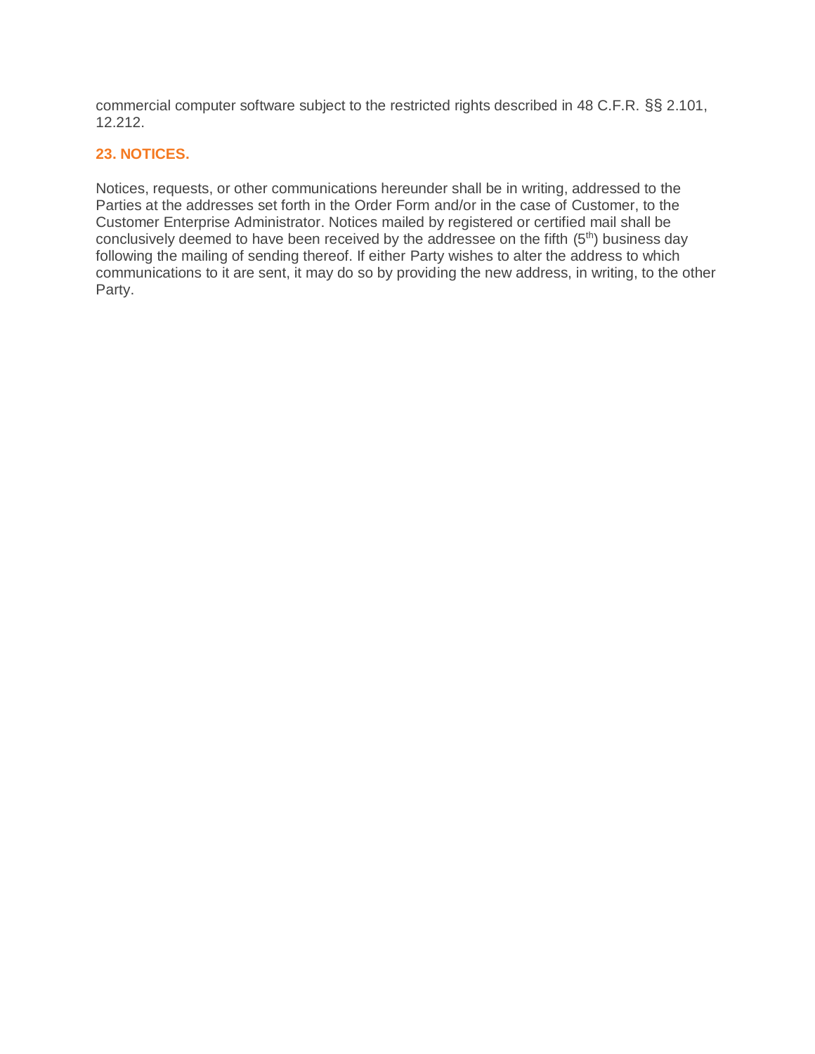commercial computer software subject to the restricted rights described in 48 C.F.R. §§ 2.101, 12.212.

## 23. NOTICES.

Notices, requests, or other communications hereunder shall be in writing, addressed to the Parties at the addresses set forth in the Order Form and/or in the case of Customer, to the Customer Enterprise Administrator. Notices mailed by registered or certified mail shall be conclusively deemed to have been received by the addressee on the fifth (5th) business day following the mailing of sending thereof. If either Party wishes to alter the address to which communications to it are sent, it may do so by providing the new address, in writing, to the other Party.